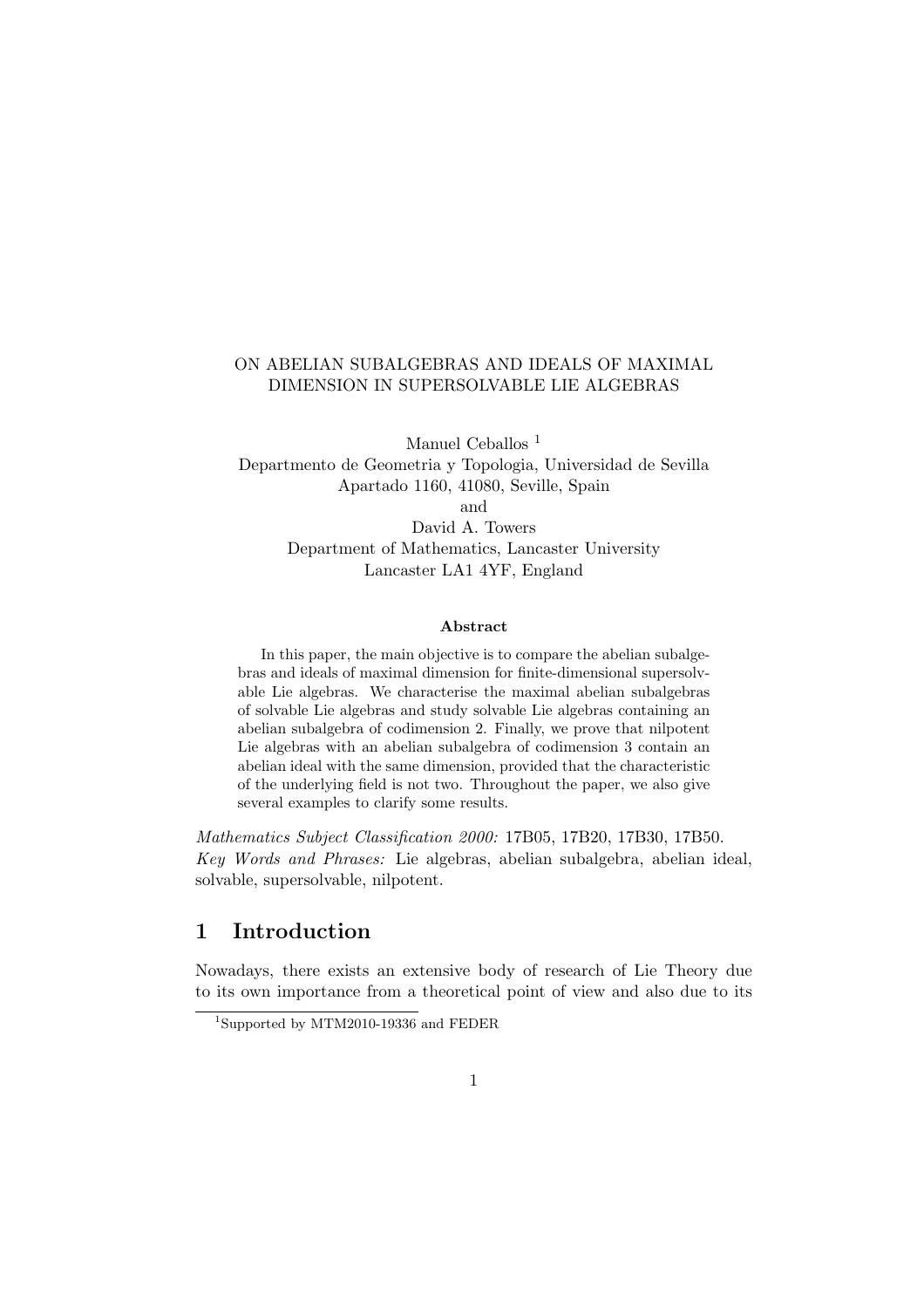# ON ABELIAN SUBALGEBRAS AND IDEALS OF MAXIMAL DIMENSION IN SUPERSOLVABLE LIE ALGEBRAS

Manuel Ceballos [1]
Departmento de Geometria y Topologia, Universidad de Sevilla
Apartado 1160, 41080, Seville, Spain
and
David A. Towers
Department of Mathematics, Lancaster University
Lancaster LA1 4YF, England

### Abstract

In this paper, the main objective is to compare the abelian subalgebras and ideals of maximal dimension for finite-dimensional supersolvable Lie algebras. We characterise the maximal abelian subalgebras of solvable Lie algebras and study solvable Lie algebras containing an abelian subalgebra of codimension 2. Finally, we prove that nilpotent Lie algebras with an abelian subalgebra of codimension 3 contain an abelian ideal with the same dimension, provided that the characteristic of the underlying field is not two. Throughout the paper, we also give several examples to clarify some results.

*Mathematics Subject Classification 2000:* 17B05, 17B20, 17B30, 17B50.
*Key Words and Phrases:* Lie algebras, abelian subalgebra, abelian ideal, solvable, supersolvable, nilpotent.

## 1 Introduction

Nowadays, there exists an extensive body of research of Lie Theory due to its own importance from a theoretical point of view and also due to its

[1] Supported by MTM2010-19336 and FEDER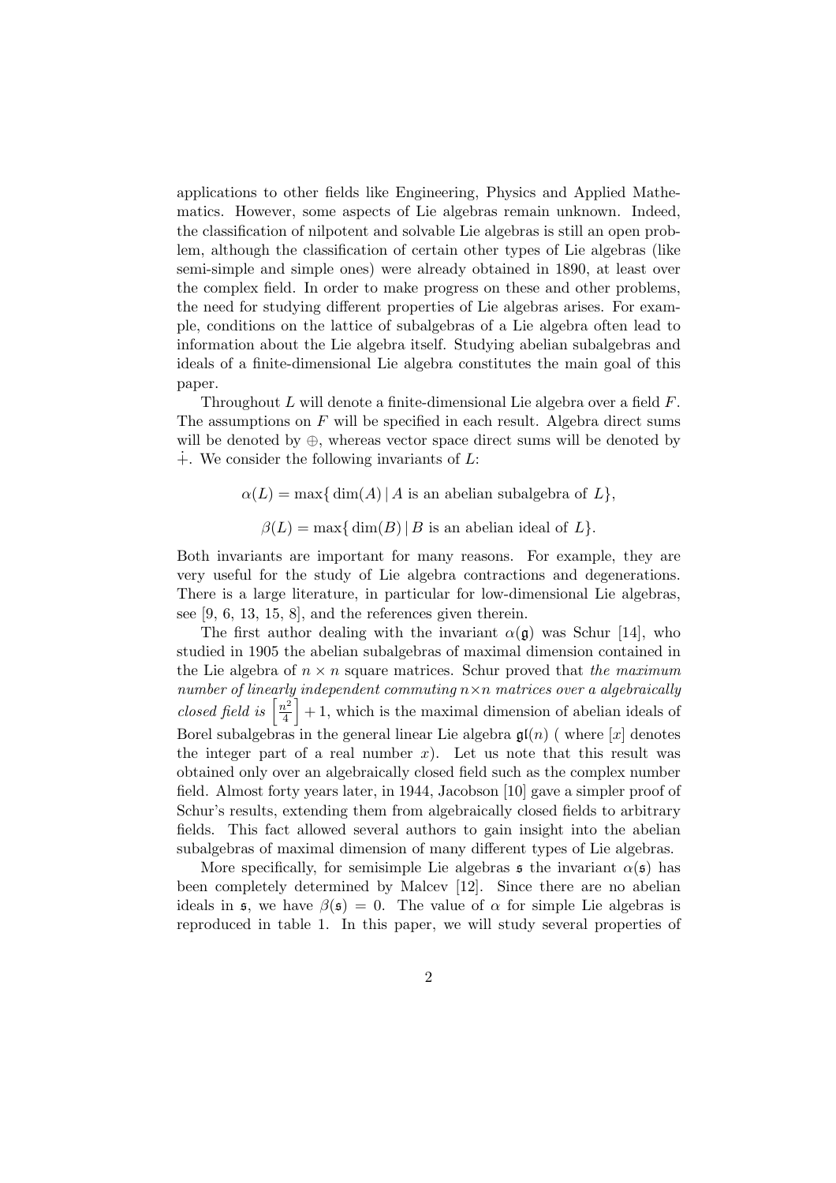applications to other fields like Engineering, Physics and Applied Mathematics. However, some aspects of Lie algebras remain unknown. Indeed, the classification of nilpotent and solvable Lie algebras is still an open problem, although the classification of certain other types of Lie algebras (like semi-simple and simple ones) were already obtained in 1890, at least over the complex field. In order to make progress on these and other problems, the need for studying different properties of Lie algebras arises. For example, conditions on the lattice of subalgebras of a Lie algebra often lead to information about the Lie algebra itself. Studying abelian subalgebras and ideals of a finite-dimensional Lie algebra constitutes the main goal of this paper.

Throughout $L$ will denote a finite-dimensional Lie algebra over a field $F$. The assumptions on $F$ will be specified in each result. Algebra direct sums will be denoted by $\oplus$, whereas vector space direct sums will be denoted by $\dot{+}$. We consider the following invariants of $L$:

$$\alpha(L) = \max\{\,\dim(A) \,|\, A \text{ is an abelian subalgebra of } L\},$$

$$\beta(L) = \max\{\,\dim(B) \,|\, B \text{ is an abelian ideal of } L\}.$$

Both invariants are important for many reasons. For example, they are very useful for the study of Lie algebra contractions and degenerations. There is a large literature, in particular for low-dimensional Lie algebras, see [9, 6, 13, 15, 8], and the references given therein.

The first author dealing with the invariant $\alpha(\mathfrak{g})$ was Schur [14], who studied in 1905 the abelian subalgebras of maximal dimension contained in the Lie algebra of $n \times n$ square matrices. Schur proved that *the maximum number of linearly independent commuting $n \times n$ matrices over a algebraically closed field is* $\left[\frac{n^2}{4}\right] + 1$, which is the maximal dimension of abelian ideals of Borel subalgebras in the general linear Lie algebra $\mathfrak{gl}(n)$ ( where $[x]$ denotes the integer part of a real number $x$). Let us note that this result was obtained only over an algebraically closed field such as the complex number field. Almost forty years later, in 1944, Jacobson [10] gave a simpler proof of Schur's results, extending them from algebraically closed fields to arbitrary fields. This fact allowed several authors to gain insight into the abelian subalgebras of maximal dimension of many different types of Lie algebras.

More specifically, for semisimple Lie algebras $\mathfrak{s}$ the invariant $\alpha(\mathfrak{s})$ has been completely determined by Malcev [12]. Since there are no abelian ideals in $\mathfrak{s}$, we have $\beta(\mathfrak{s}) = 0$. The value of $\alpha$ for simple Lie algebras is reproduced in table 1. In this paper, we will study several properties of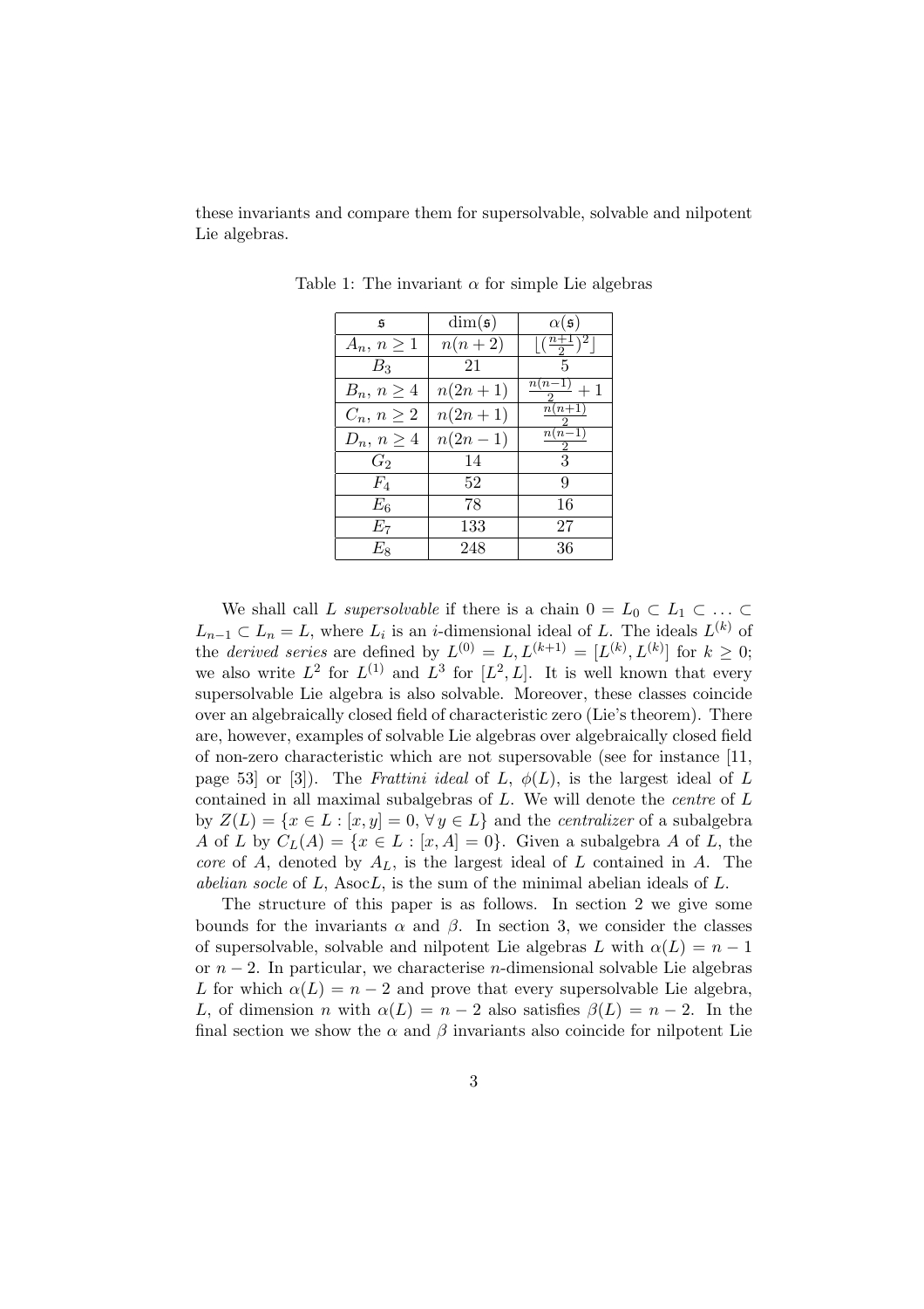these invariants and compare them for supersolvable, solvable and nilpotent Lie algebras.

Table 1: The invariant $\alpha$ for simple Lie algebras

| $\mathfrak{s}$ | $\dim(\mathfrak{s})$ | $\alpha(\mathfrak{s})$ |
|---|---|---|
| $A_n,\, n \geq 1$ | $n(n+2)$ | $\lfloor (\frac{n+1}{2})^2 \rfloor$ |
| $B_3$ | 21 | 5 |
| $B_n,\, n \geq 4$ | $n(2n+1)$ | $\frac{n(n-1)}{2} + 1$ |
| $C_n,\, n \geq 2$ | $n(2n+1)$ | $\frac{n(n+1)}{2}$ |
| $D_n,\, n \geq 4$ | $n(2n-1)$ | $\frac{n(n-1)}{2}$ |
| $G_2$ | 14 | 3 |
| $F_4$ | 52 | 9 |
| $E_6$ | 78 | 16 |
| $E_7$ | 133 | 27 |
| $E_8$ | 248 | 36 |

We shall call $L$ *supersolvable* if there is a chain $0 = L_0 \subset L_1 \subset \ldots \subset L_{n-1} \subset L_n = L$, where $L_i$ is an $i$-dimensional ideal of $L$. The ideals $L^{(k)}$ of the *derived series* are defined by $L^{(0)} = L, L^{(k+1)} = [L^{(k)}, L^{(k)}]$ for $k \geq 0$; we also write $L^2$ for $L^{(1)}$ and $L^3$ for $[L^2, L]$. It is well known that every supersolvable Lie algebra is also solvable. Moreover, these classes coincide over an algebraically closed field of characteristic zero (Lie's theorem). There are, however, examples of solvable Lie algebras over algebraically closed field of non-zero characteristic which are not supersovable (see for instance [11, page 53] or [3]). The *Frattini ideal* of $L$, $\phi(L)$, is the largest ideal of $L$ contained in all maximal subalgebras of $L$. We will denote the *centre* of $L$ by $Z(L) = \{x \in L : [x, y] = 0, \forall\, y \in L\}$ and the *centralizer* of a subalgebra $A$ of $L$ by $C_L(A) = \{x \in L : [x, A] = 0\}$. Given a subalgebra $A$ of $L$, the *core* of $A$, denoted by $A_L$, is the largest ideal of $L$ contained in $A$. The *abelian socle* of $L$, Asoc$L$, is the sum of the minimal abelian ideals of $L$.

The structure of this paper is as follows. In section 2 we give some bounds for the invariants $\alpha$ and $\beta$. In section 3, we consider the classes of supersolvable, solvable and nilpotent Lie algebras $L$ with $\alpha(L) = n - 1$ or $n - 2$. In particular, we characterise $n$-dimensional solvable Lie algebras $L$ for which $\alpha(L) = n - 2$ and prove that every supersolvable Lie algebra, $L$, of dimension $n$ with $\alpha(L) = n - 2$ also satisfies $\beta(L) = n - 2$. In the final section we show the $\alpha$ and $\beta$ invariants also coincide for nilpotent Lie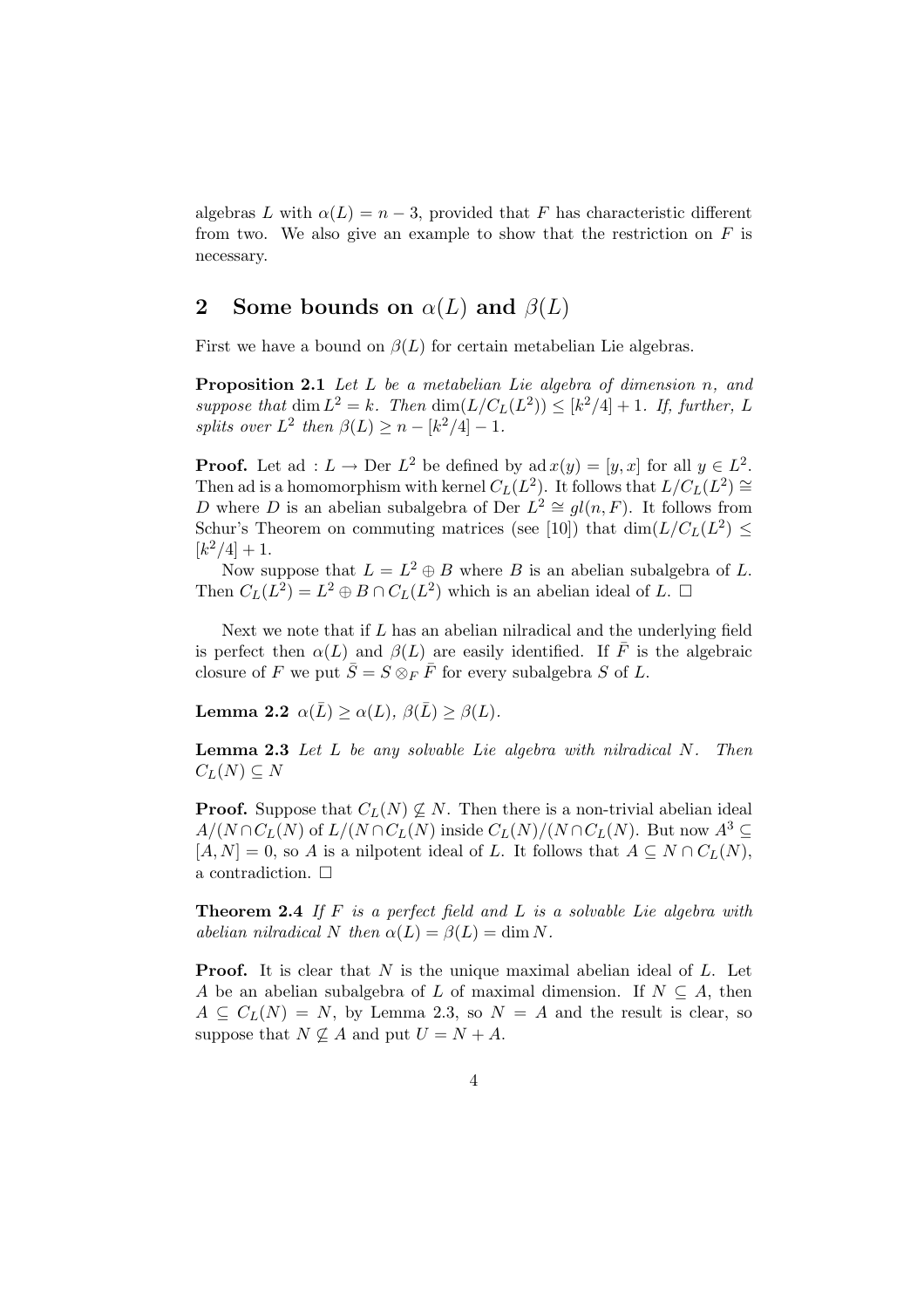algebras $L$ with $\alpha(L) = n - 3$, provided that $F$ has characteristic different from two. We also give an example to show that the restriction on $F$ is necessary.

## 2 Some bounds on $\alpha(L)$ and $\beta(L)$

First we have a bound on $\beta(L)$ for certain metabelian Lie algebras.

**Proposition 2.1** *Let $L$ be a metabelian Lie algebra of dimension $n$, and suppose that $\dim L^2 = k$. Then $\dim(L/C_L(L^2)) \leq [k^2/4] + 1$. If, further, $L$ splits over $L^2$ then $\beta(L) \geq n - [k^2/4] - 1$.*

**Proof.** Let $\text{ad} : L \to \text{Der } L^2$ be defined by $\text{ad}\, x(y) = [y, x]$ for all $y \in L^2$. Then ad is a homomorphism with kernel $C_L(L^2)$. It follows that $L/C_L(L^2) \cong D$ where $D$ is an abelian subalgebra of $\text{Der } L^2 \cong gl(n, F)$. It follows from Schur's Theorem on commuting matrices (see [10]) that $\dim(L/C_L(L^2) \leq [k^2/4] + 1$.

Now suppose that $L = L^2 \oplus B$ where $B$ is an abelian subalgebra of $L$. Then $C_L(L^2) = L^2 \oplus B \cap C_L(L^2)$ which is an abelian ideal of $L$. □

Next we note that if $L$ has an abelian nilradical and the underlying field is perfect then $\alpha(L)$ and $\beta(L)$ are easily identified. If $\bar{F}$ is the algebraic closure of $F$ we put $\bar{S} = S \otimes_F \bar{F}$ for every subalgebra $S$ of $L$.

**Lemma 2.2** $\alpha(\bar{L}) \geq \alpha(L)$, $\beta(\bar{L}) \geq \beta(L)$.

**Lemma 2.3** *Let $L$ be any solvable Lie algebra with nilradical $N$. Then $C_L(N) \subseteq N$*

**Proof.** Suppose that $C_L(N) \not\subseteq N$. Then there is a non-trivial abelian ideal $A/(N \cap C_L(N)$ of $L/(N \cap C_L(N)$ inside $C_L(N)/(N \cap C_L(N)$. But now $A^3 \subseteq [A, N] = 0$, so $A$ is a nilpotent ideal of $L$. It follows that $A \subseteq N \cap C_L(N)$, a contradiction. □

**Theorem 2.4** *If $F$ is a perfect field and $L$ is a solvable Lie algebra with abelian nilradical $N$ then $\alpha(L) = \beta(L) = \dim N$.*

**Proof.** It is clear that $N$ is the unique maximal abelian ideal of $L$. Let $A$ be an abelian subalgebra of $L$ of maximal dimension. If $N \subseteq A$, then $A \subseteq C_L(N) = N$, by Lemma 2.3, so $N = A$ and the result is clear, so suppose that $N \not\subseteq A$ and put $U = N + A$.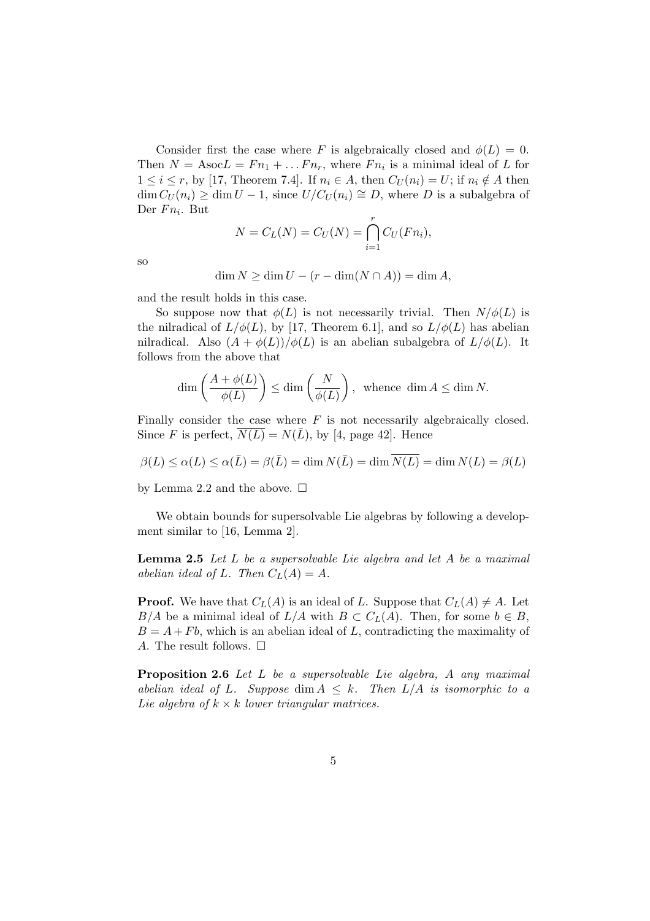Consider first the case where $F$ is algebraically closed and $\phi(L) = 0$. Then $N = \text{Asoc}L = Fn_1 + \ldots Fn_r$, where $Fn_i$ is a minimal ideal of $L$ for $1 \leq i \leq r$, by [17, Theorem 7.4]. If $n_i \in A$, then $C_U(n_i) = U$; if $n_i \notin A$ then $\dim C_U(n_i) \geq \dim U - 1$, since $U/C_U(n_i) \cong D$, where $D$ is a subalgebra of Der $Fn_i$. But

$$N = C_L(N) = C_U(N) = \bigcap_{i=1}^{r} C_U(Fn_i),$$

so

$$\dim N \geq \dim U - (r - \dim(N \cap A)) = \dim A,$$

and the result holds in this case.

So suppose now that $\phi(L)$ is not necessarily trivial. Then $N/\phi(L)$ is the nilradical of $L/\phi(L)$, by [17, Theorem 6.1], and so $L/\phi(L)$ has abelian nilradical. Also $(A + \phi(L))/\phi(L)$ is an abelian subalgebra of $L/\phi(L)$. It follows from the above that

$$\dim \left( \frac{A + \phi(L)}{\phi(L)} \right) \leq \dim \left( \frac{N}{\phi(L)} \right), \text{ whence } \dim A \leq \dim N.$$

Finally consider the case where $F$ is not necessarily algebraically closed. Since $F$ is perfect, $\overline{N(L)} = N(\bar{L})$, by [4, page 42]. Hence

$$\beta(L) \leq \alpha(L) \leq \alpha(\bar{L}) = \beta(\bar{L}) = \dim N(\bar{L}) = \dim \overline{N(L)} = \dim N(L) = \beta(L)$$

by Lemma 2.2 and the above. $\square$

We obtain bounds for supersolvable Lie algebras by following a development similar to [16, Lemma 2].

**Lemma 2.5** *Let $L$ be a supersolvable Lie algebra and let $A$ be a maximal abelian ideal of $L$. Then $C_L(A) = A$.*

**Proof.** We have that $C_L(A)$ is an ideal of $L$. Suppose that $C_L(A) \neq A$. Let $B/A$ be a minimal ideal of $L/A$ with $B \subset C_L(A)$. Then, for some $b \in B$, $B = A + Fb$, which is an abelian ideal of $L$, contradicting the maximality of $A$. The result follows. $\square$

**Proposition 2.6** *Let $L$ be a supersolvable Lie algebra, $A$ any maximal abelian ideal of $L$. Suppose $\dim A \leq k$. Then $L/A$ is isomorphic to a Lie algebra of $k \times k$ lower triangular matrices.*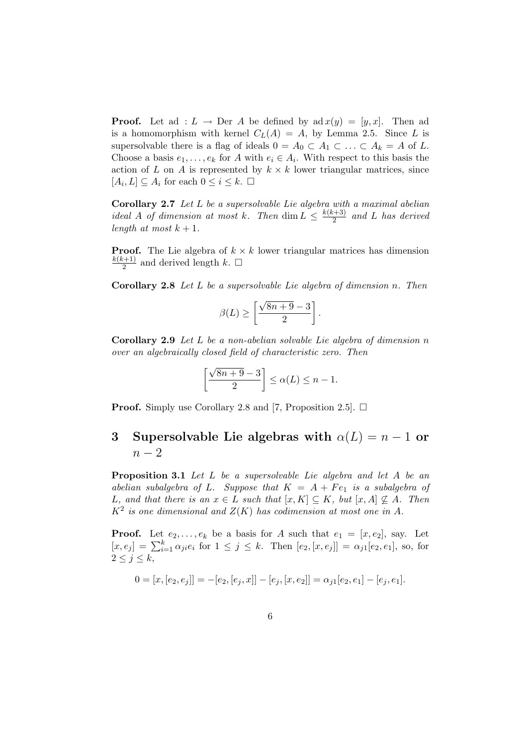**Proof.** Let $\text{ad} : L \to \text{Der } A$ be defined by $\text{ad}\, x(y) = [y, x]$. Then ad is a homomorphism with kernel $C_L(A) = A$, by Lemma 2.5. Since $L$ is supersolvable there is a flag of ideals $0 = A_0 \subset A_1 \subset \ldots \subset A_k = A$ of $L$. Choose a basis $e_1, \ldots, e_k$ for $A$ with $e_i \in A_i$. With respect to this basis the action of $L$ on $A$ is represented by $k \times k$ lower triangular matrices, since $[A_i, L] \subseteq A_i$ for each $0 \leq i \leq k$. □

**Corollary 2.7** *Let $L$ be a supersolvable Lie algebra with a maximal abelian ideal $A$ of dimension at most $k$. Then $\dim L \leq \frac{k(k+3)}{2}$ and $L$ has derived length at most $k + 1$.*

**Proof.** The Lie algebra of $k \times k$ lower triangular matrices has dimension $\frac{k(k+1)}{2}$ and derived length $k$. □

**Corollary 2.8** *Let $L$ be a supersolvable Lie algebra of dimension $n$. Then*

$$\beta(L) \geq \left[ \frac{\sqrt{8n+9} - 3}{2} \right].$$

**Corollary 2.9** *Let $L$ be a non-abelian solvable Lie algebra of dimension $n$ over an algebraically closed field of characteristic zero. Then*

$$\left[ \frac{\sqrt{8n+9} - 3}{2} \right] \leq \alpha(L) \leq n - 1.$$

**Proof.** Simply use Corollary 2.8 and [7, Proposition 2.5]. □

# 3 Supersolvable Lie algebras with $\alpha(L) = n - 1$ or $n - 2$

**Proposition 3.1** *Let $L$ be a supersolvable Lie algebra and let $A$ be an abelian subalgebra of $L$. Suppose that $K = A + Fe_1$ is a subalgebra of $L$, and that there is an $x \in L$ such that $[x, K] \subseteq K$, but $[x, A] \not\subseteq A$. Then $K^2$ is one dimensional and $Z(K)$ has codimension at most one in $A$.*

**Proof.** Let $e_2, \ldots, e_k$ be a basis for $A$ such that $e_1 = [x, e_2]$, say. Let $[x, e_j] = \sum_{i=1}^{k} \alpha_{ji} e_i$ for $1 \leq j \leq k$. Then $[e_2, [x, e_j]] = \alpha_{j1}[e_2, e_1]$, so, for $2 \leq j \leq k$,

$$0 = [x, [e_2, e_j]] = -[e_2, [e_j, x]] - [e_j, [x, e_2]] = \alpha_{j1}[e_2, e_1] - [e_j, e_1].$$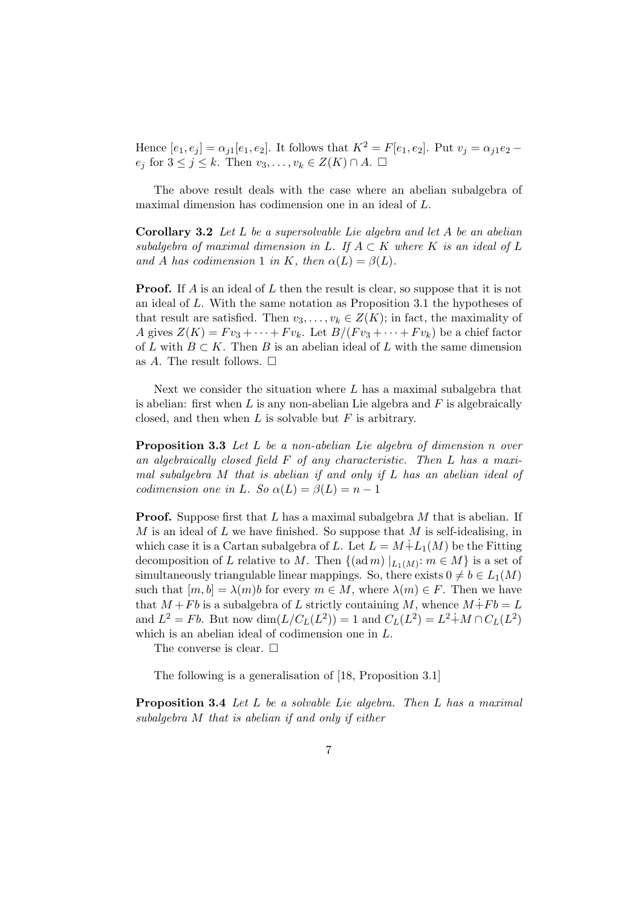Hence $[e_1, e_j] = \alpha_{j1}[e_1, e_2]$. It follows that $K^2 = F[e_1, e_2]$. Put $v_j = \alpha_{j1}e_2 - e_j$ for $3 \leq j \leq k$. Then $v_3, \ldots, v_k \in Z(K) \cap A$. $\square$

The above result deals with the case where an abelian subalgebra of maximal dimension has codimension one in an ideal of $L$.

**Corollary 3.2** *Let $L$ be a supersolvable Lie algebra and let $A$ be an abelian subalgebra of maximal dimension in $L$. If $A \subset K$ where $K$ is an ideal of $L$ and $A$ has codimension 1 in $K$, then $\alpha(L) = \beta(L)$.*

**Proof.** If $A$ is an ideal of $L$ then the result is clear, so suppose that it is not an ideal of $L$. With the same notation as Proposition 3.1 the hypotheses of that result are satisfied. Then $v_3, \ldots, v_k \in Z(K)$; in fact, the maximality of $A$ gives $Z(K) = Fv_3 + \cdots + Fv_k$. Let $B/(Fv_3 + \cdots + Fv_k)$ be a chief factor of $L$ with $B \subset K$. Then $B$ is an abelian ideal of $L$ with the same dimension as $A$. The result follows. $\square$

Next we consider the situation where $L$ has a maximal subalgebra that is abelian: first when $L$ is any non-abelian Lie algebra and $F$ is algebraically closed, and then when $L$ is solvable but $F$ is arbitrary.

**Proposition 3.3** *Let $L$ be a non-abelian Lie algebra of dimension $n$ over an algebraically closed field $F$ of any characteristic. Then $L$ has a maximal subalgebra $M$ that is abelian if and only if $L$ has an abelian ideal of codimension one in $L$. So $\alpha(L) = \beta(L) = n - 1$*

**Proof.** Suppose first that $L$ has a maximal subalgebra $M$ that is abelian. If $M$ is an ideal of $L$ we have finished. So suppose that $M$ is self-idealising, in which case it is a Cartan subalgebra of $L$. Let $L = M \dot{+} L_1(M)$ be the Fitting decomposition of $L$ relative to $M$. Then $\{(\operatorname{ad} m)\mid_{L_1(M)} : m \in M\}$ is a set of simultaneously triangulable linear mappings. So, there exists $0 \neq b \in L_1(M)$ such that $[m, b] = \lambda(m)b$ for every $m \in M$, where $\lambda(m) \in F$. Then we have that $M + Fb$ is a subalgebra of $L$ strictly containing $M$, whence $M \dot{+} Fb = L$ and $L^2 = Fb$. But now $\dim(L/C_L(L^2)) = 1$ and $C_L(L^2) = L^2 \dot{+} M \cap C_L(L^2)$ which is an abelian ideal of codimension one in $L$.

The converse is clear. $\square$

The following is a generalisation of [18, Proposition 3.1]

**Proposition 3.4** *Let $L$ be a solvable Lie algebra. Then $L$ has a maximal subalgebra $M$ that is abelian if and only if either*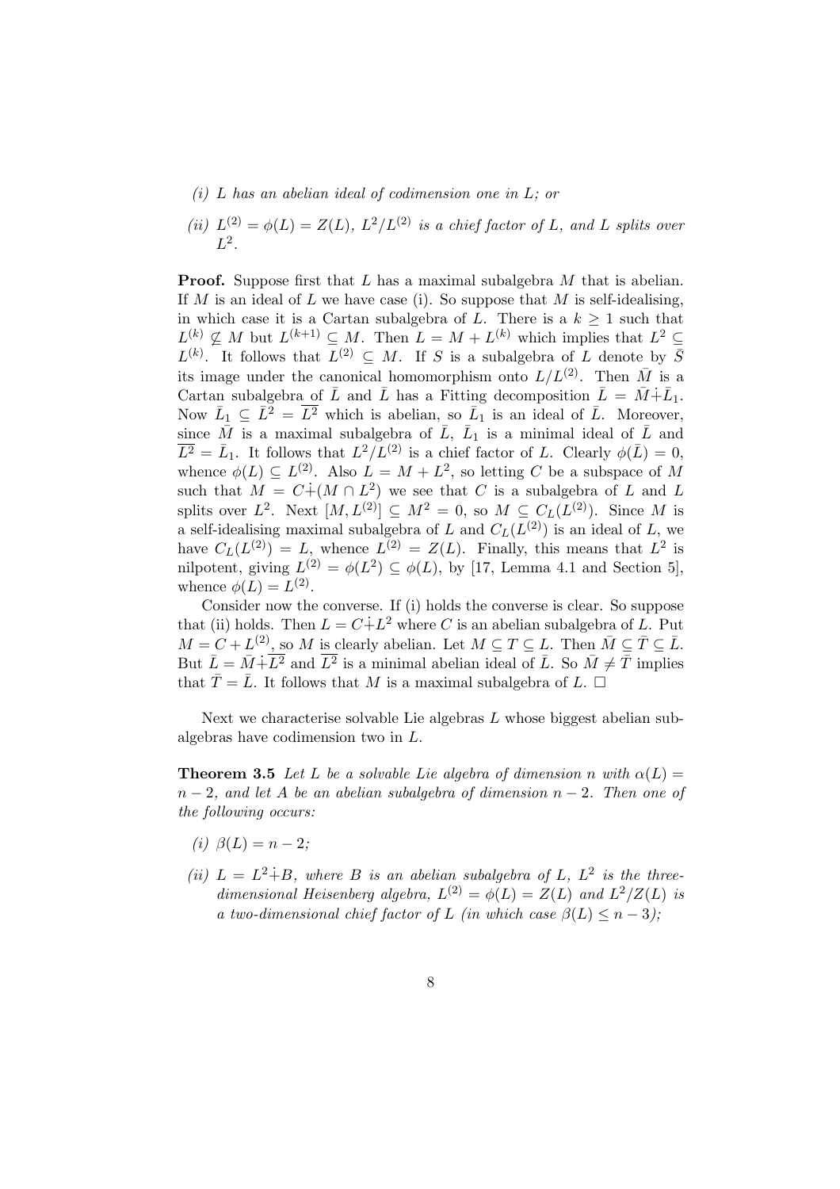(i) *$L$ has an abelian ideal of codimension one in $L$; or*

(ii) *$L^{(2)} = \phi(L) = Z(L)$, $L^2/L^{(2)}$ is a chief factor of $L$, and $L$ splits over $L^2$.*

**Proof.** Suppose first that $L$ has a maximal subalgebra $M$ that is abelian. If $M$ is an ideal of $L$ we have case (i). So suppose that $M$ is self-idealising, in which case it is a Cartan subalgebra of $L$. There is a $k \geq 1$ such that $L^{(k)} \not\subseteq M$ but $L^{(k+1)} \subseteq M$. Then $L = M + L^{(k)}$ which implies that $L^2 \subseteq L^{(k)}$. It follows that $L^{(2)} \subseteq M$. If $S$ is a subalgebra of $L$ denote by $\bar{S}$ its image under the canonical homomorphism onto $L/L^{(2)}$. Then $\bar{M}$ is a Cartan subalgebra of $\bar{L}$ and $\bar{L}$ has a Fitting decomposition $\bar{L} = \bar{M} \dot{+} \bar{L}_1$. Now $\bar{L}_1 \subseteq \bar{L}^2 = \overline{L^2}$ which is abelian, so $\bar{L}_1$ is an ideal of $\bar{L}$. Moreover, since $\bar{M}$ is a maximal subalgebra of $\bar{L}$, $\bar{L}_1$ is a minimal ideal of $\bar{L}$ and $\overline{L^2} = \bar{L}_1$. It follows that $L^2/L^{(2)}$ is a chief factor of $L$. Clearly $\phi(\bar{L}) = 0$, whence $\phi(L) \subseteq L^{(2)}$. Also $L = M + L^2$, so letting $C$ be a subspace of $M$ such that $M = C \dot{+} (M \cap L^2)$ we see that $C$ is a subalgebra of $L$ and $L$ splits over $L^2$. Next $[M, L^{(2)}] \subseteq M^2 = 0$, so $M \subseteq C_L(L^{(2)})$. Since $M$ is a self-idealising maximal subalgebra of $L$ and $C_L(L^{(2)})$ is an ideal of $L$, we have $C_L(L^{(2)}) = L$, whence $L^{(2)} = Z(L)$. Finally, this means that $L^2$ is nilpotent, giving $L^{(2)} = \phi(L^2) \subseteq \phi(L)$, by [17, Lemma 4.1 and Section 5], whence $\phi(L) = L^{(2)}$.

Consider now the converse. If (i) holds the converse is clear. So suppose that (ii) holds. Then $L = C \dot{+} L^2$ where $C$ is an abelian subalgebra of $L$. Put $M = C + L^{(2)}$, so $M$ is clearly abelian. Let $M \subseteq T \subseteq L$. Then $\bar{M} \subseteq \bar{T} \subseteq \bar{L}$. But $\bar{L} = \bar{M} \dot{+} \overline{L^2}$ and $\overline{L^2}$ is a minimal abelian ideal of $\bar{L}$. So $\bar{M} \neq \bar{T}$ implies that $\bar{T} = \bar{L}$. It follows that $M$ is a maximal subalgebra of $L$. $\square$

Next we characterise solvable Lie algebras $L$ whose biggest abelian subalgebras have codimension two in $L$.

**Theorem 3.5** *Let $L$ be a solvable Lie algebra of dimension $n$ with $\alpha(L) = n - 2$, and let $A$ be an abelian subalgebra of dimension $n - 2$. Then one of the following occurs:*

(i) *$\beta(L) = n - 2$;*

(ii) *$L = L^2 \dot{+} B$, where $B$ is an abelian subalgebra of $L$, $L^2$ is the three-dimensional Heisenberg algebra, $L^{(2)} = \phi(L) = Z(L)$ and $L^2/Z(L)$ is a two-dimensional chief factor of $L$ (in which case $\beta(L) \leq n - 3$);*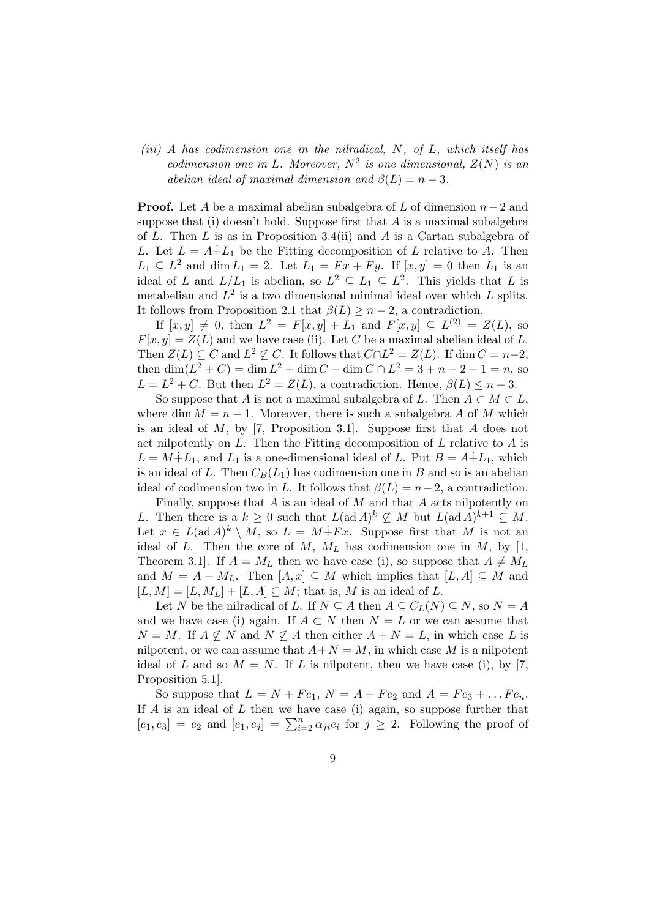*(iii) $A$ has codimension one in the nilradical, $N$, of $L$, which itself has codimension one in $L$. Moreover, $N^2$ is one dimensional, $Z(N)$ is an abelian ideal of maximal dimension and $\beta(L) = n - 3$.*

**Proof.** Let $A$ be a maximal abelian subalgebra of $L$ of dimension $n-2$ and suppose that (i) doesn't hold. Suppose first that $A$ is a maximal subalgebra of $L$. Then $L$ is as in Proposition 3.4(ii) and $A$ is a Cartan subalgebra of $L$. Let $L = A \dot{+} L_1$ be the Fitting decomposition of $L$ relative to $A$. Then $L_1 \subseteq L^2$ and $\dim L_1 = 2$. Let $L_1 = Fx + Fy$. If $[x, y] = 0$ then $L_1$ is an ideal of $L$ and $L/L_1$ is abelian, so $L^2 \subseteq L_1 \subseteq L^2$. This yields that $L$ is metabelian and $L^2$ is a two dimensional minimal ideal over which $L$ splits. It follows from Proposition 2.1 that $\beta(L) \geq n - 2$, a contradiction.

If $[x, y] \neq 0$, then $L^2 = F[x, y] + L_1$ and $F[x, y] \subseteq L^{(2)} = Z(L)$, so $F[x, y] = Z(L)$ and we have case (ii). Let $C$ be a maximal abelian ideal of $L$. Then $Z(L) \subseteq C$ and $L^2 \not\subseteq C$. It follows that $C \cap L^2 = Z(L)$. If $\dim C = n-2$, then $\dim(L^2 + C) = \dim L^2 + \dim C - \dim C \cap L^2 = 3 + n - 2 - 1 = n$, so $L = L^2 + C$. But then $L^2 = Z(L)$, a contradiction. Hence, $\beta(L) \leq n - 3$.

So suppose that $A$ is not a maximal subalgebra of $L$. Then $A \subset M \subset L$, where $\dim M = n - 1$. Moreover, there is such a subalgebra $A$ of $M$ which is an ideal of $M$, by [7, Proposition 3.1]. Suppose first that $A$ does not act nilpotently on $L$. Then the Fitting decomposition of $L$ relative to $A$ is $L = M \dot{+} L_1$, and $L_1$ is a one-dimensional ideal of $L$. Put $B = A \dot{+} L_1$, which is an ideal of $L$. Then $C_B(L_1)$ has codimension one in $B$ and so is an abelian ideal of codimension two in $L$. It follows that $\beta(L) = n-2$, a contradiction.

Finally, suppose that $A$ is an ideal of $M$ and that $A$ acts nilpotently on $L$. Then there is a $k \geq 0$ such that $L(\text{ad}\, A)^k \not\subseteq M$ but $L(\text{ad}\, A)^{k+1} \subseteq M$. Let $x \in L(\text{ad}\, A)^k \setminus M$, so $L = M \dot{+} Fx$. Suppose first that $M$ is not an ideal of $L$. Then the core of $M$, $M_L$ has codimension one in $M$, by [1, Theorem 3.1]. If $A = M_L$ then we have case (i), so suppose that $A \neq M_L$ and $M = A + M_L$. Then $[A, x] \subseteq M$ which implies that $[L, A] \subseteq M$ and $[L, M] = [L, M_L] + [L, A] \subseteq M$; that is, $M$ is an ideal of $L$.

Let $N$ be the nilradical of $L$. If $N \subseteq A$ then $A \subseteq C_L(N) \subseteq N$, so $N = A$ and we have case (i) again. If $A \subset N$ then $N = L$ or we can assume that $N = M$. If $A \not\subseteq N$ and $N \not\subseteq A$ then either $A + N = L$, in which case $L$ is nilpotent, or we can assume that $A + N = M$, in which case $M$ is a nilpotent ideal of $L$ and so $M = N$. If $L$ is nilpotent, then we have case (i), by [7, Proposition 5.1].

So suppose that $L = N + Fe_1$, $N = A + Fe_2$ and $A = Fe_3 + \ldots Fe_n$. If $A$ is an ideal of $L$ then we have case (i) again, so suppose further that $[e_1, e_3] = e_2$ and $[e_1, e_j] = \sum_{i=2}^{n} \alpha_{ji} e_i$ for $j \geq 2$. Following the proof of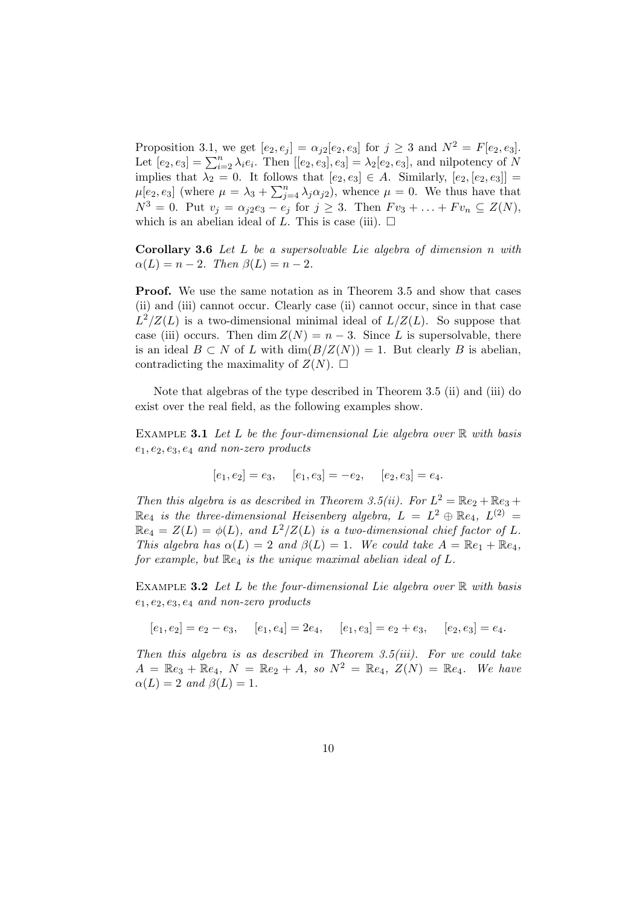Proposition 3.1, we get $[e_2, e_j] = \alpha_{j2}[e_2, e_3]$ for $j \geq 3$ and $N^2 = F[e_2, e_3]$. Let $[e_2, e_3] = \sum_{i=2}^{n} \lambda_i e_i$. Then $[[e_2, e_3], e_3] = \lambda_2[e_2, e_3]$, and nilpotency of $N$ implies that $\lambda_2 = 0$. It follows that $[e_2, e_3] \in A$. Similarly, $[e_2, [e_2, e_3]] = \mu[e_2, e_3]$ (where $\mu = \lambda_3 + \sum_{j=4}^{n} \lambda_j \alpha_{j2}$), whence $\mu = 0$. We thus have that $N^3 = 0$. Put $v_j = \alpha_{j2} e_3 - e_j$ for $j \geq 3$. Then $Fv_3 + \ldots + Fv_n \subseteq Z(N)$, which is an abelian ideal of $L$. This is case (iii). $\square$

**Corollary 3.6** *Let $L$ be a supersolvable Lie algebra of dimension $n$ with $\alpha(L) = n - 2$. Then $\beta(L) = n - 2$.*

**Proof.** We use the same notation as in Theorem 3.5 and show that cases (ii) and (iii) cannot occur. Clearly case (ii) cannot occur, since in that case $L^2/Z(L)$ is a two-dimensional minimal ideal of $L/Z(L)$. So suppose that case (iii) occurs. Then $\dim Z(N) = n - 3$. Since $L$ is supersolvable, there is an ideal $B \subset N$ of $L$ with $\dim(B/Z(N)) = 1$. But clearly $B$ is abelian, contradicting the maximality of $Z(N)$. $\square$

Note that algebras of the type described in Theorem 3.5 (ii) and (iii) do exist over the real field, as the following examples show.

Example **3.1** *Let $L$ be the four-dimensional Lie algebra over $\mathbb{R}$ with basis $e_1, e_2, e_3, e_4$ and non-zero products*

$$[e_1, e_2] = e_3, \quad [e_1, e_3] = -e_2, \quad [e_2, e_3] = e_4.$$

*Then this algebra is as described in Theorem 3.5(ii). For $L^2 = \mathbb{R}e_2 + \mathbb{R}e_3 + \mathbb{R}e_4$ is the three-dimensional Heisenberg algebra, $L = L^2 \oplus \mathbb{R}e_4$, $L^{(2)} = \mathbb{R}e_4 = Z(L) = \phi(L)$, and $L^2/Z(L)$ is a two-dimensional chief factor of $L$. This algebra has $\alpha(L) = 2$ and $\beta(L) = 1$. We could take $A = \mathbb{R}e_1 + \mathbb{R}e_4$, for example, but $\mathbb{R}e_4$ is the unique maximal abelian ideal of $L$.*

Example **3.2** *Let $L$ be the four-dimensional Lie algebra over $\mathbb{R}$ with basis $e_1, e_2, e_3, e_4$ and non-zero products*

$$[e_1, e_2] = e_2 - e_3, \quad [e_1, e_4] = 2e_4, \quad [e_1, e_3] = e_2 + e_3, \quad [e_2, e_3] = e_4.$$

*Then this algebra is as described in Theorem 3.5(iii). For we could take $A = \mathbb{R}e_3 + \mathbb{R}e_4$, $N = \mathbb{R}e_2 + A$, so $N^2 = \mathbb{R}e_4$, $Z(N) = \mathbb{R}e_4$. We have $\alpha(L) = 2$ and $\beta(L) = 1$.*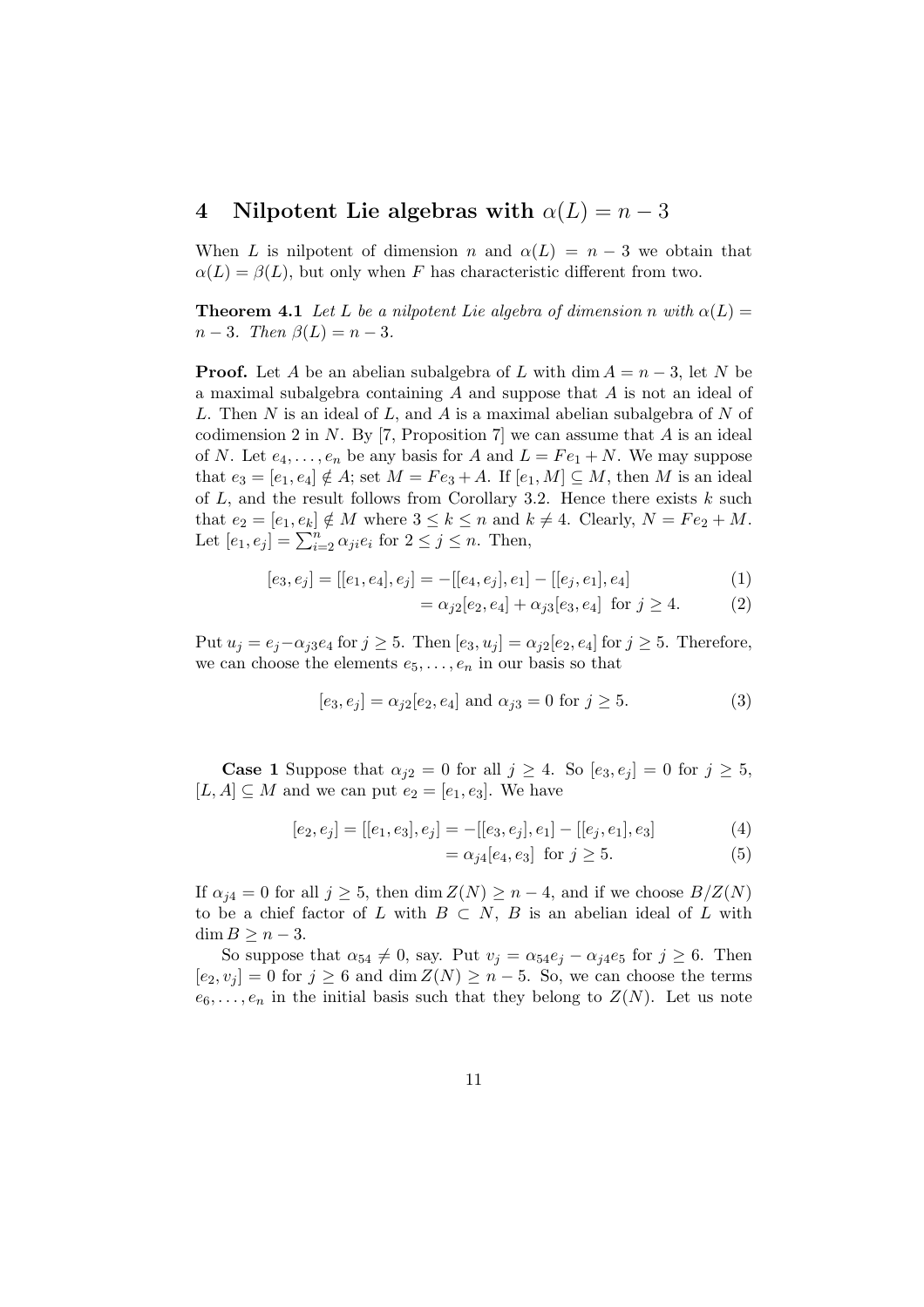## 4 Nilpotent Lie algebras with $\alpha(L) = n - 3$

When $L$ is nilpotent of dimension $n$ and $\alpha(L) = n - 3$ we obtain that $\alpha(L) = \beta(L)$, but only when $F$ has characteristic different from two.

**Theorem 4.1** *Let $L$ be a nilpotent Lie algebra of dimension $n$ with $\alpha(L) = n - 3$. Then $\beta(L) = n - 3$.*

**Proof.** Let $A$ be an abelian subalgebra of $L$ with $\dim A = n - 3$, let $N$ be a maximal subalgebra containing $A$ and suppose that $A$ is not an ideal of $L$. Then $N$ is an ideal of $L$, and $A$ is a maximal abelian subalgebra of $N$ of codimension 2 in $N$. By [7, Proposition 7] we can assume that $A$ is an ideal of $N$. Let $e_4, \ldots, e_n$ be any basis for $A$ and $L = Fe_1 + N$. We may suppose that $e_3 = [e_1, e_4] \notin A$; set $M = Fe_3 + A$. If $[e_1, M] \subseteq M$, then $M$ is an ideal of $L$, and the result follows from Corollary 3.2. Hence there exists $k$ such that $e_2 = [e_1, e_k] \notin M$ where $3 \leq k \leq n$ and $k \neq 4$. Clearly, $N = Fe_2 + M$. Let $[e_1, e_j] = \sum_{i=2}^{n} \alpha_{ji} e_i$ for $2 \leq j \leq n$. Then,

$$[e_3, e_j] = [[e_1, e_4], e_j] = -[[e_4, e_j], e_1] - [[e_j, e_1], e_4] \tag{1}$$

$$= \alpha_{j2}[e_2, e_4] + \alpha_{j3}[e_3, e_4] \text{ for } j \geq 4. \tag{2}$$

Put $u_j = e_j - \alpha_{j3} e_4$ for $j \geq 5$. Then $[e_3, u_j] = \alpha_{j2}[e_2, e_4]$ for $j \geq 5$. Therefore, we can choose the elements $e_5, \ldots, e_n$ in our basis so that

$$[e_3, e_j] = \alpha_{j2}[e_2, e_4] \text{ and } \alpha_{j3} = 0 \text{ for } j \geq 5. \tag{3}$$

**Case 1** Suppose that $\alpha_{j2} = 0$ for all $j \geq 4$. So $[e_3, e_j] = 0$ for $j \geq 5$, $[L, A] \subseteq M$ and we can put $e_2 = [e_1, e_3]$. We have

$$[e_2, e_j] = [[e_1, e_3], e_j] = -[[e_3, e_j], e_1] - [[e_j, e_1], e_3] \tag{4}$$

$$= \alpha_{j4}[e_4, e_3] \text{ for } j \geq 5. \tag{5}$$

If $\alpha_{j4} = 0$ for all $j \geq 5$, then $\dim Z(N) \geq n - 4$, and if we choose $B/Z(N)$ to be a chief factor of $L$ with $B \subset N$, $B$ is an abelian ideal of $L$ with $\dim B \geq n - 3$.

So suppose that $\alpha_{54} \neq 0$, say. Put $v_j = \alpha_{54} e_j - \alpha_{j4} e_5$ for $j \geq 6$. Then $[e_2, v_j] = 0$ for $j \geq 6$ and $\dim Z(N) \geq n - 5$. So, we can choose the terms $e_6, \ldots, e_n$ in the initial basis such that they belong to $Z(N)$. Let us note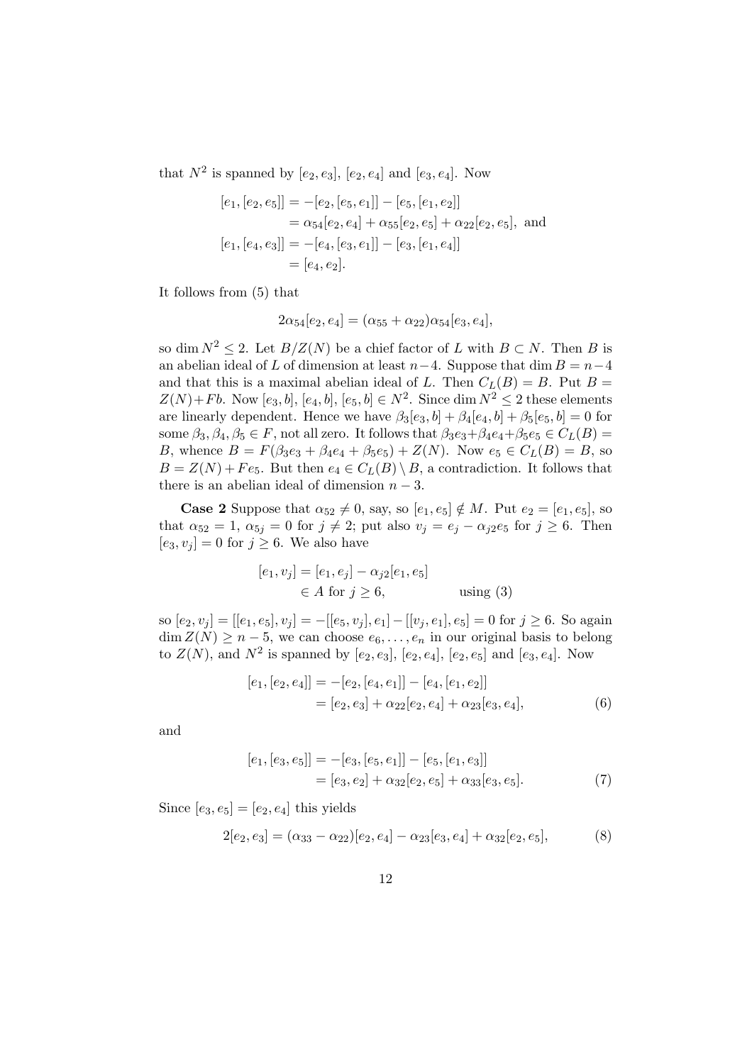that $N^2$ is spanned by $[e_2, e_3]$, $[e_2, e_4]$ and $[e_3, e_4]$. Now

$$
\begin{aligned}
[e_1, [e_2, e_5]] &= -[e_2, [e_5, e_1]] - [e_5, [e_1, e_2]] \\
&= \alpha_{54}[e_2, e_4] + \alpha_{55}[e_2, e_5] + \alpha_{22}[e_2, e_5], \text{ and} \\
[e_1, [e_4, e_3]] &= -[e_4, [e_3, e_1]] - [e_3, [e_1, e_4]] \\
&= [e_4, e_2].
\end{aligned}
$$

It follows from (5) that

$$
2\alpha_{54}[e_2, e_4] = (\alpha_{55} + \alpha_{22})\alpha_{54}[e_3, e_4],
$$

so $\dim N^2 \leq 2$. Let $B/Z(N)$ be a chief factor of $L$ with $B \subset N$. Then $B$ is an abelian ideal of $L$ of dimension at least $n-4$. Suppose that $\dim B = n-4$ and that this is a maximal abelian ideal of $L$. Then $C_L(B) = B$. Put $B = Z(N) + Fb$. Now $[e_3, b]$, $[e_4, b]$, $[e_5, b] \in N^2$. Since $\dim N^2 \leq 2$ these elements are linearly dependent. Hence we have $\beta_3[e_3, b] + \beta_4[e_4, b] + \beta_5[e_5, b] = 0$ for some $\beta_3, \beta_4, \beta_5 \in F$, not all zero. It follows that $\beta_3 e_3 + \beta_4 e_4 + \beta_5 e_5 \in C_L(B) = B$, whence $B = F(\beta_3 e_3 + \beta_4 e_4 + \beta_5 e_5) + Z(N)$. Now $e_5 \in C_L(B) = B$, so $B = Z(N) + Fe_5$. But then $e_4 \in C_L(B) \setminus B$, a contradiction. It follows that there is an abelian ideal of dimension $n-3$.

**Case 2** Suppose that $\alpha_{52} \neq 0$, say, so $[e_1, e_5] \notin M$. Put $e_2 = [e_1, e_5]$, so that $\alpha_{52} = 1$, $\alpha_{5j} = 0$ for $j \neq 2$; put also $v_j = e_j - \alpha_{j2} e_5$ for $j \geq 6$. Then $[e_3, v_j] = 0$ for $j \geq 6$. We also have

$$
\begin{aligned}
[e_1, v_j] &= [e_1, e_j] - \alpha_{j2}[e_1, e_5] \\
&\in A \text{ for } j \geq 6, \qquad\qquad \text{using (3)}
\end{aligned}
$$

so $[e_2, v_j] = [[e_1, e_5], v_j] = -[[e_5, v_j], e_1] - [[v_j, e_1], e_5] = 0$ for $j \geq 6$. So again $\dim Z(N) \geq n-5$, we can choose $e_6, \ldots, e_n$ in our original basis to belong to $Z(N)$, and $N^2$ is spanned by $[e_2, e_3]$, $[e_2, e_4]$, $[e_2, e_5]$ and $[e_3, e_4]$. Now

$$
\begin{aligned}
[e_1, [e_2, e_4]] &= -[e_2, [e_4, e_1]] - [e_4, [e_1, e_2]] \\
&= [e_2, e_3] + \alpha_{22}[e_2, e_4] + \alpha_{23}[e_3, e_4],
\end{aligned} \tag{6}
$$

and

$$
\begin{aligned}
[e_1, [e_3, e_5]] &= -[e_3, [e_5, e_1]] - [e_5, [e_1, e_3]] \\
&= [e_3, e_2] + \alpha_{32}[e_2, e_5] + \alpha_{33}[e_3, e_5].
\end{aligned} \tag{7}
$$

Since $[e_3, e_5] = [e_2, e_4]$ this yields

$$
2[e_2, e_3] = (\alpha_{33} - \alpha_{22})[e_2, e_4] - \alpha_{23}[e_3, e_4] + \alpha_{32}[e_2, e_5], \tag{8}
$$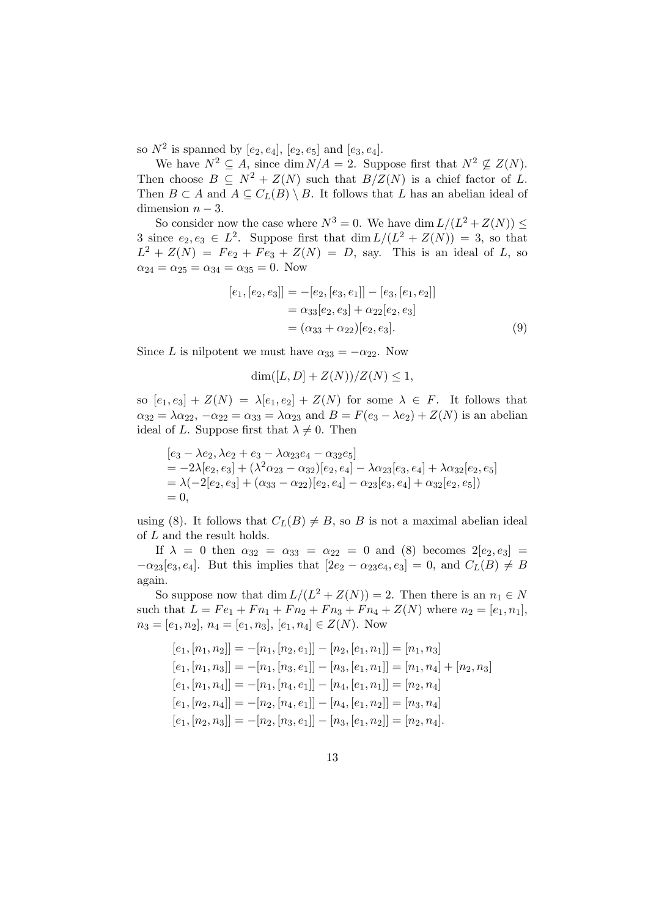so $N^2$ is spanned by $[e_2, e_4]$, $[e_2, e_5]$ and $[e_3, e_4]$.

We have $N^2 \subseteq A$, since $\dim N/A = 2$. Suppose first that $N^2 \not\subseteq Z(N)$. Then choose $B \subseteq N^2 + Z(N)$ such that $B/Z(N)$ is a chief factor of $L$. Then $B \subset A$ and $A \subseteq C_L(B) \setminus B$. It follows that $L$ has an abelian ideal of dimension $n - 3$.

So consider now the case where $N^3 = 0$. We have $\dim L/(L^2 + Z(N)) \leq 3$ since $e_2, e_3 \in L^2$. Suppose first that $\dim L/(L^2 + Z(N)) = 3$, so that $L^2 + Z(N) = Fe_2 + Fe_3 + Z(N) = D$, say. This is an ideal of $L$, so $\alpha_{24} = \alpha_{25} = \alpha_{34} = \alpha_{35} = 0$. Now

$$
\begin{aligned}
[e_1, [e_2, e_3]] &= -[e_2, [e_3, e_1]] - [e_3, [e_1, e_2]] \\
&= \alpha_{33}[e_2, e_3] + \alpha_{22}[e_2, e_3] \\
&= (\alpha_{33} + \alpha_{22})[e_2, e_3]. \qquad (9)
\end{aligned}
$$

Since $L$ is nilpotent we must have $\alpha_{33} = -\alpha_{22}$. Now

$$\dim([L, D] + Z(N))/Z(N) \leq 1,$$

so $[e_1, e_3] + Z(N) = \lambda[e_1, e_2] + Z(N)$ for some $\lambda \in F$. It follows that $\alpha_{32} = \lambda\alpha_{22}$, $-\alpha_{22} = \alpha_{33} = \lambda\alpha_{23}$ and $B = F(e_3 - \lambda e_2) + Z(N)$ is an abelian ideal of $L$. Suppose first that $\lambda \neq 0$. Then

$$
\begin{aligned}
&[e_3 - \lambda e_2, \lambda e_2 + e_3 - \lambda\alpha_{23}e_4 - \alpha_{32}e_5] \\
&= -2\lambda[e_2, e_3] + (\lambda^2\alpha_{23} - \alpha_{32})[e_2, e_4] - \lambda\alpha_{23}[e_3, e_4] + \lambda\alpha_{32}[e_2, e_5] \\
&= \lambda(-2[e_2, e_3] + (\alpha_{33} - \alpha_{22})[e_2, e_4] - \alpha_{23}[e_3, e_4] + \alpha_{32}[e_2, e_5]) \\
&= 0,
\end{aligned}
$$

using (8). It follows that $C_L(B) \neq B$, so $B$ is not a maximal abelian ideal of $L$ and the result holds.

If $\lambda = 0$ then $\alpha_{32} = \alpha_{33} = \alpha_{22} = 0$ and (8) becomes $2[e_2, e_3] = -\alpha_{23}[e_3, e_4]$. But this implies that $[2e_2 - \alpha_{23}e_4, e_3] = 0$, and $C_L(B) \neq B$ again.

So suppose now that $\dim L/(L^2 + Z(N)) = 2$. Then there is an $n_1 \in N$ such that $L = Fe_1 + Fn_1 + Fn_2 + Fn_3 + Fn_4 + Z(N)$ where $n_2 = [e_1, n_1]$, $n_3 = [e_1, n_2]$, $n_4 = [e_1, n_3]$, $[e_1, n_4] \in Z(N)$. Now

$$
\begin{aligned}
[e_1, [n_1, n_2]] &= -[n_1, [n_2, e_1]] - [n_2, [e_1, n_1]] = [n_1, n_3] \\
[e_1, [n_1, n_3]] &= -[n_1, [n_3, e_1]] - [n_3, [e_1, n_1]] = [n_1, n_4] + [n_2, n_3] \\
[e_1, [n_1, n_4]] &= -[n_1, [n_4, e_1]] - [n_4, [e_1, n_1]] = [n_2, n_4] \\
[e_1, [n_2, n_4]] &= -[n_2, [n_4, e_1]] - [n_4, [e_1, n_2]] = [n_3, n_4] \\
[e_1, [n_2, n_3]] &= -[n_2, [n_3, e_1]] - [n_3, [e_1, n_2]] = [n_2, n_4].
\end{aligned}
$$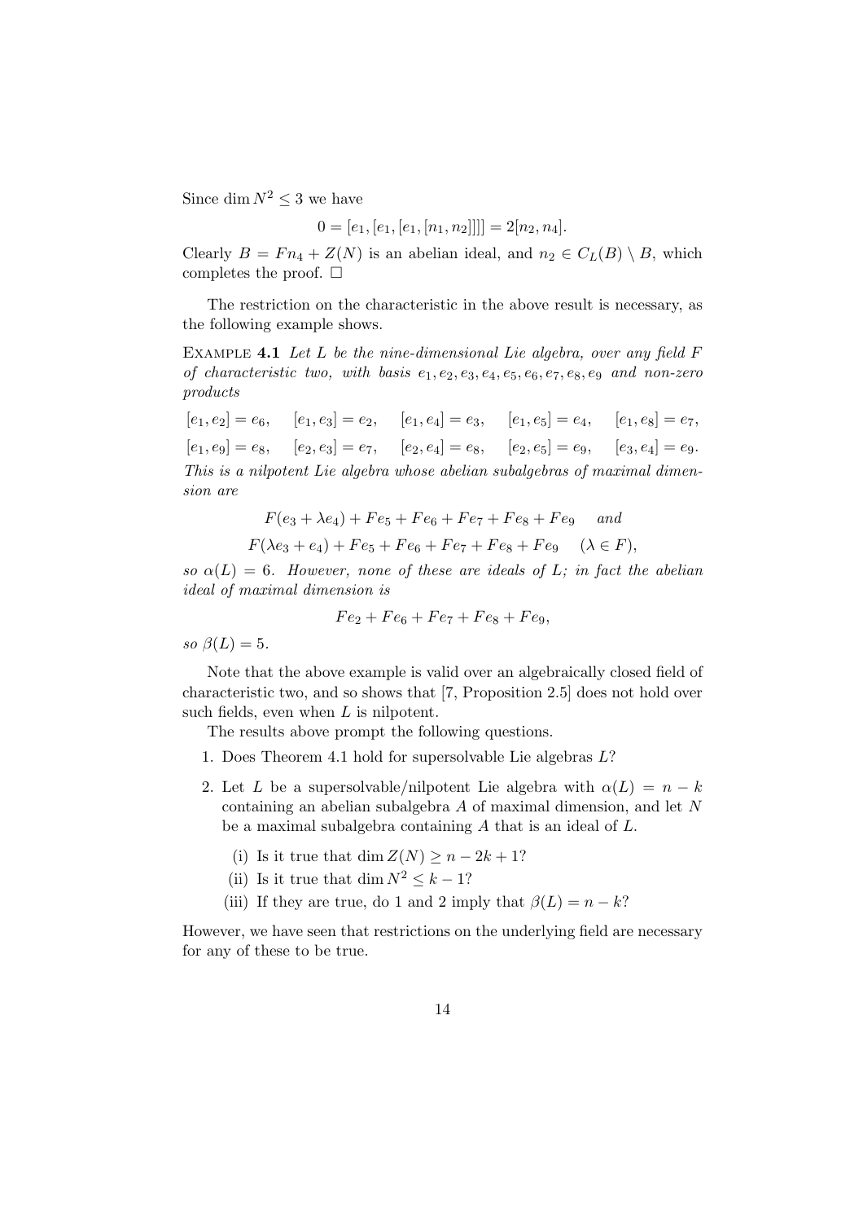Since $\dim N^2 \leq 3$ we have

$$0 = [e_1, [e_1, [e_1, [n_1, n_2]]]] = 2[n_2, n_4].$$

Clearly $B = Fn_4 + Z(N)$ is an abelian ideal, and $n_2 \in C_L(B) \setminus B$, which completes the proof. $\square$

The restriction on the characteristic in the above result is necessary, as the following example shows.

Example **4.1** *Let $L$ be the nine-dimensional Lie algebra, over any field $F$ of characteristic two, with basis $e_1, e_2, e_3, e_4, e_5, e_6, e_7, e_8, e_9$ and non-zero products*

$$[e_1, e_2] = e_6, \quad [e_1, e_3] = e_2, \quad [e_1, e_4] = e_3, \quad [e_1, e_5] = e_4, \quad [e_1, e_8] = e_7,$$

$$[e_1, e_9] = e_8, \quad [e_2, e_3] = e_7, \quad [e_2, e_4] = e_8, \quad [e_2, e_5] = e_9, \quad [e_3, e_4] = e_9.$$

*This is a nilpotent Lie algebra whose abelian subalgebras of maximal dimension are*

$$F(e_3 + \lambda e_4) + Fe_5 + Fe_6 + Fe_7 + Fe_8 + Fe_9 \quad \text{and}$$

$$F(\lambda e_3 + e_4) + Fe_5 + Fe_6 + Fe_7 + Fe_8 + Fe_9 \quad (\lambda \in F),$$

*so $\alpha(L) = 6$. However, none of these are ideals of $L$; in fact the abelian ideal of maximal dimension is*

$$Fe_2 + Fe_6 + Fe_7 + Fe_8 + Fe_9,$$

*so $\beta(L) = 5$.*

Note that the above example is valid over an algebraically closed field of characteristic two, and so shows that [7, Proposition 2.5] does not hold over such fields, even when $L$ is nilpotent.

The results above prompt the following questions.

1. Does Theorem 4.1 hold for supersolvable Lie algebras $L$?
2. Let $L$ be a supersolvable/nilpotent Lie algebra with $\alpha(L) = n - k$ containing an abelian subalgebra $A$ of maximal dimension, and let $N$ be a maximal subalgebra containing $A$ that is an ideal of $L$.
   (i) Is it true that $\dim Z(N) \geq n - 2k + 1$?
   (ii) Is it true that $\dim N^2 \leq k - 1$?
   (iii) If they are true, do 1 and 2 imply that $\beta(L) = n - k$?

However, we have seen that restrictions on the underlying field are necessary for any of these to be true.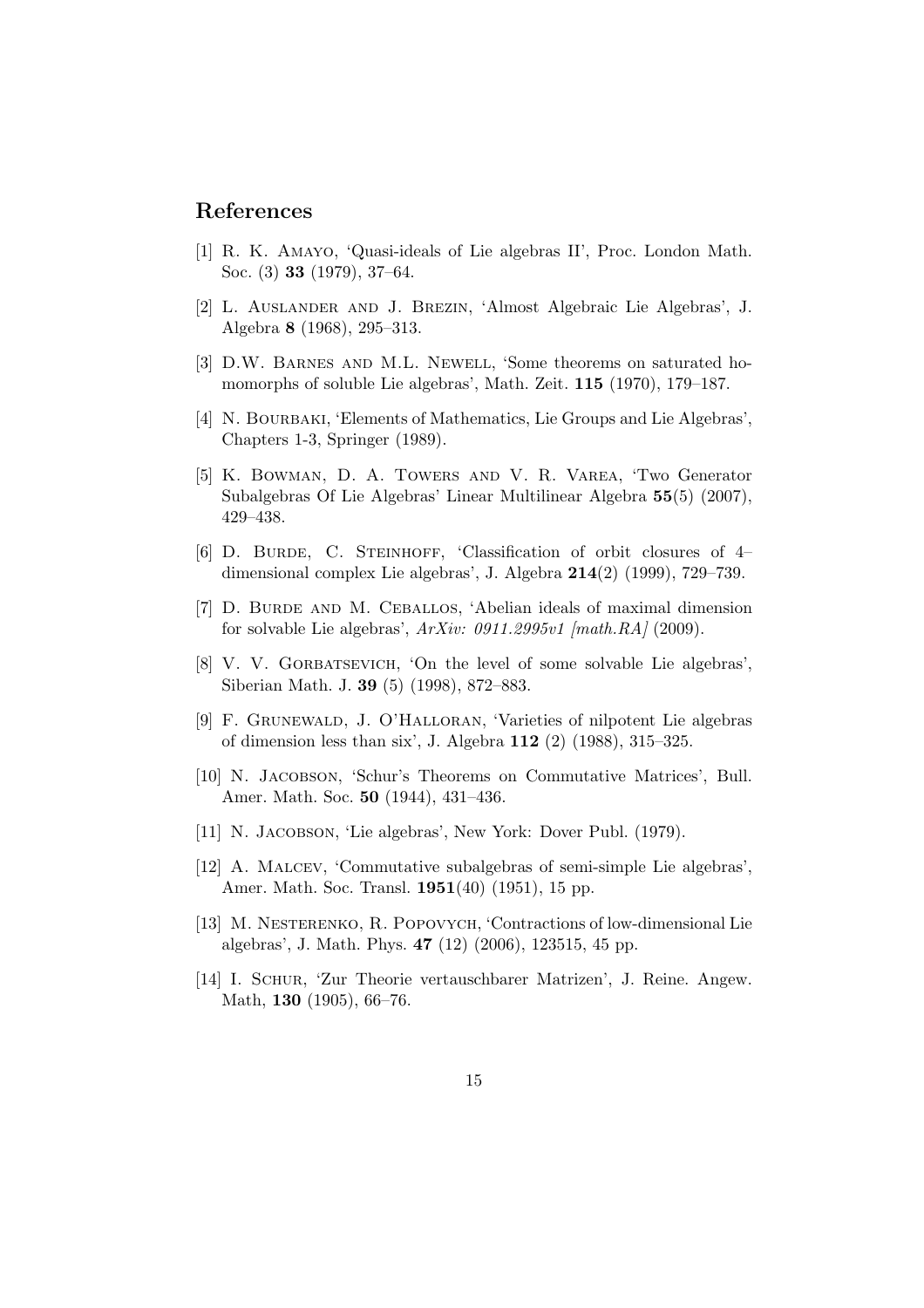## References

[1] R. K. Amayo, 'Quasi-ideals of Lie algebras II', Proc. London Math. Soc. (3) **33** (1979), 37–64.

[2] L. Auslander and J. Brezin, 'Almost Algebraic Lie Algebras', J. Algebra **8** (1968), 295–313.

[3] D.W. Barnes and M.L. Newell, 'Some theorems on saturated homomorphs of soluble Lie algebras', Math. Zeit. **115** (1970), 179–187.

[4] N. Bourbaki, 'Elements of Mathematics, Lie Groups and Lie Algebras', Chapters 1-3, Springer (1989).

[5] K. Bowman, D. A. Towers and V. R. Varea, 'Two Generator Subalgebras Of Lie Algebras' Linear Multilinear Algebra **55**(5) (2007), 429–438.

[6] D. Burde, C. Steinhoff, 'Classification of orbit closures of 4–dimensional complex Lie algebras', J. Algebra **214**(2) (1999), 729–739.

[7] D. Burde and M. Ceballos, 'Abelian ideals of maximal dimension for solvable Lie algebras', *ArXiv: 0911.2995v1 [math.RA]* (2009).

[8] V. V. Gorbatsevich, 'On the level of some solvable Lie algebras', Siberian Math. J. **39** (5) (1998), 872–883.

[9] F. Grunewald, J. O'Halloran, 'Varieties of nilpotent Lie algebras of dimension less than six', J. Algebra **112** (2) (1988), 315–325.

[10] N. Jacobson, 'Schur's Theorems on Commutative Matrices', Bull. Amer. Math. Soc. **50** (1944), 431–436.

[11] N. Jacobson, 'Lie algebras', New York: Dover Publ. (1979).

[12] A. Malcev, 'Commutative subalgebras of semi-simple Lie algebras', Amer. Math. Soc. Transl. **1951**(40) (1951), 15 pp.

[13] M. Nesterenko, R. Popovych, 'Contractions of low-dimensional Lie algebras', J. Math. Phys. **47** (12) (2006), 123515, 45 pp.

[14] I. Schur, 'Zur Theorie vertauschbarer Matrizen', J. Reine. Angew. Math, **130** (1905), 66–76.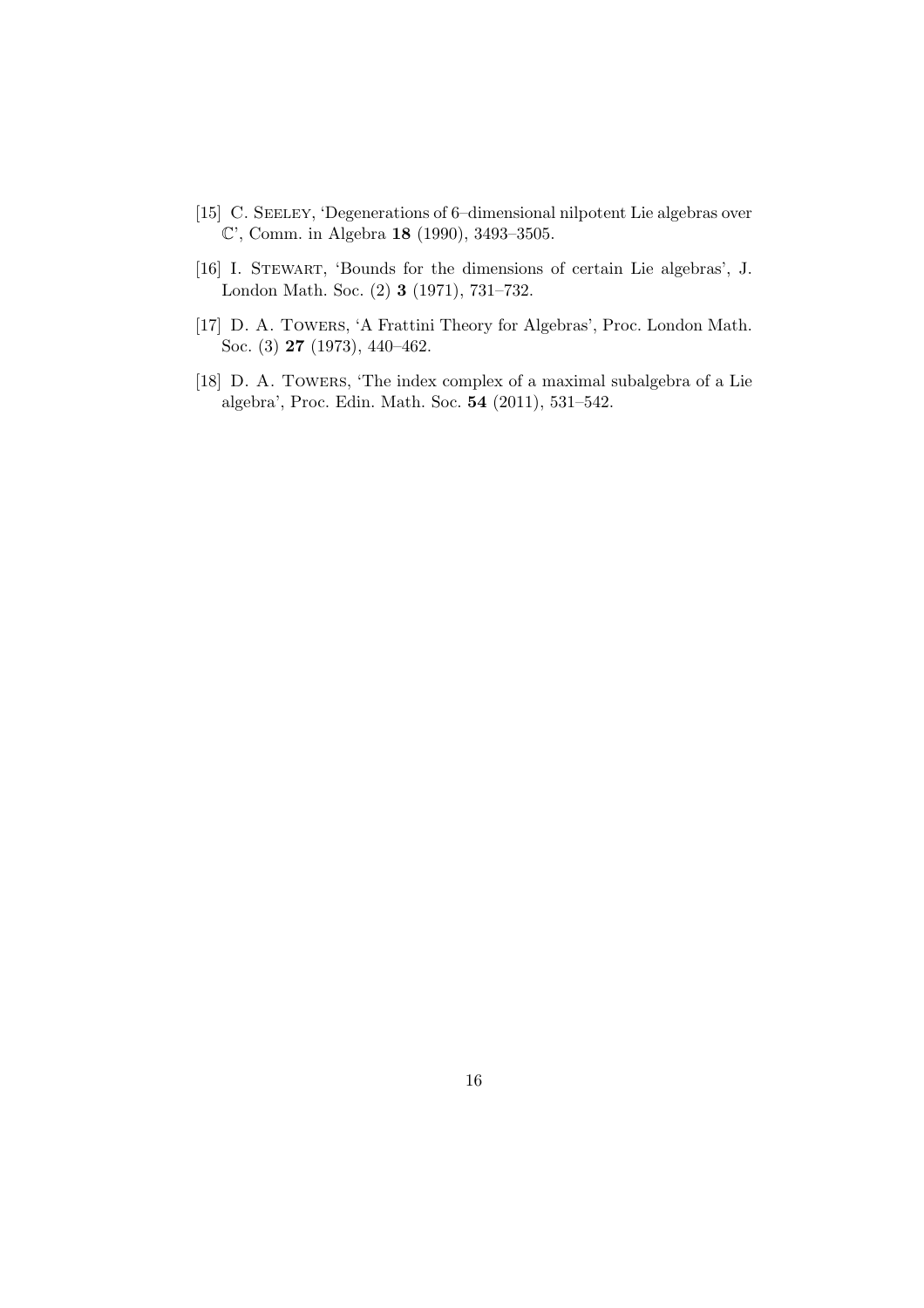[15] C. Seeley, 'Degenerations of 6–dimensional nilpotent Lie algebras over $\mathbb{C}$', Comm. in Algebra **18** (1990), 3493–3505.

[16] I. Stewart, 'Bounds for the dimensions of certain Lie algebras', J. London Math. Soc. (2) **3** (1971), 731–732.

[17] D. A. Towers, 'A Frattini Theory for Algebras', Proc. London Math. Soc. (3) **27** (1973), 440–462.

[18] D. A. Towers, 'The index complex of a maximal subalgebra of a Lie algebra', Proc. Edin. Math. Soc. **54** (2011), 531–542.